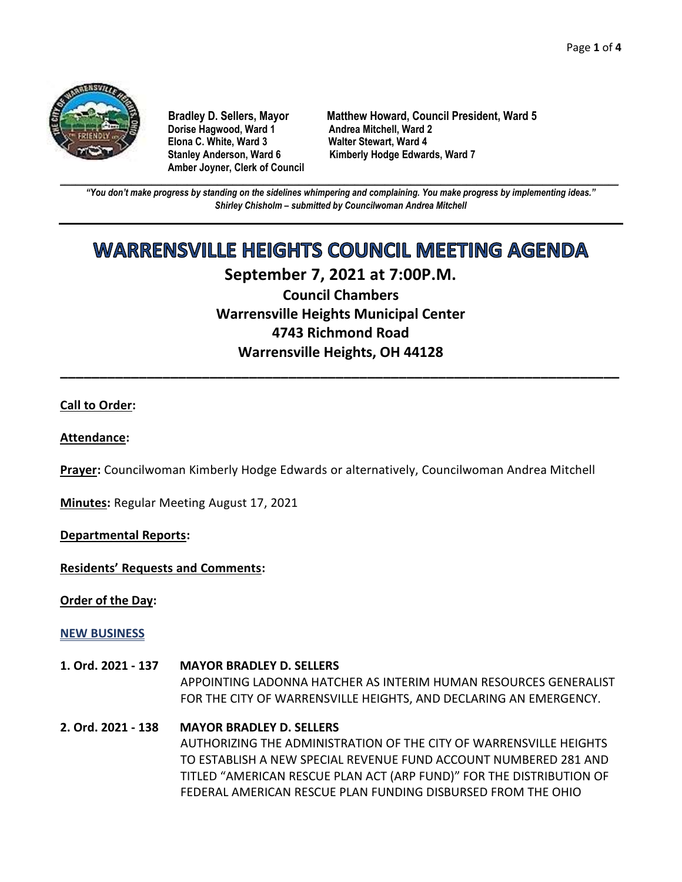**Bradley D. Sellers, Mayor**
**Dorise Hagwood, Ward 1**
**Elona C. White, Ward 3**
**Stanley Anderson, Ward 6**
**Amber Joyner, Clerk of Council**

**Matthew Howard, Council President, Ward 5**
**Andrea Mitchell, Ward 2**
**Walter Stewart, Ward 4**
**Kimberly Hodge Edwards, Ward 7**

***"You don't make progress by standing on the sidelines whimpering and complaining. You make progress by implementing ideas."***
***Shirley Chisholm – submitted by Councilwoman Andrea Mitchell***

# WARRENSVILLE HEIGHTS COUNCIL MEETING AGENDA

## September 7, 2021 at 7:00P.M.

### Council Chambers
### Warrensville Heights Municipal Center
### 4743 Richmond Road
### Warrensville Heights, OH 44128

**Call to Order:**

**Attendance:**

**Prayer:** Councilwoman Kimberly Hodge Edwards or alternatively, Councilwoman Andrea Mitchell

**Minutes:** Regular Meeting August 17, 2021

**Departmental Reports:**

**Residents' Requests and Comments:**

**Order of the Day:**

**NEW BUSINESS**

**1. Ord. 2021 - 137** **MAYOR BRADLEY D. SELLERS**
APPOINTING LADONNA HATCHER AS INTERIM HUMAN RESOURCES GENERALIST FOR THE CITY OF WARRENSVILLE HEIGHTS, AND DECLARING AN EMERGENCY.

**2. Ord. 2021 - 138** **MAYOR BRADLEY D. SELLERS**
AUTHORIZING THE ADMINISTRATION OF THE CITY OF WARRENSVILLE HEIGHTS TO ESTABLISH A NEW SPECIAL REVENUE FUND ACCOUNT NUMBERED 281 AND TITLED "AMERICAN RESCUE PLAN ACT (ARP FUND)" FOR THE DISTRIBUTION OF FEDERAL AMERICAN RESCUE PLAN FUNDING DISBURSED FROM THE OHIO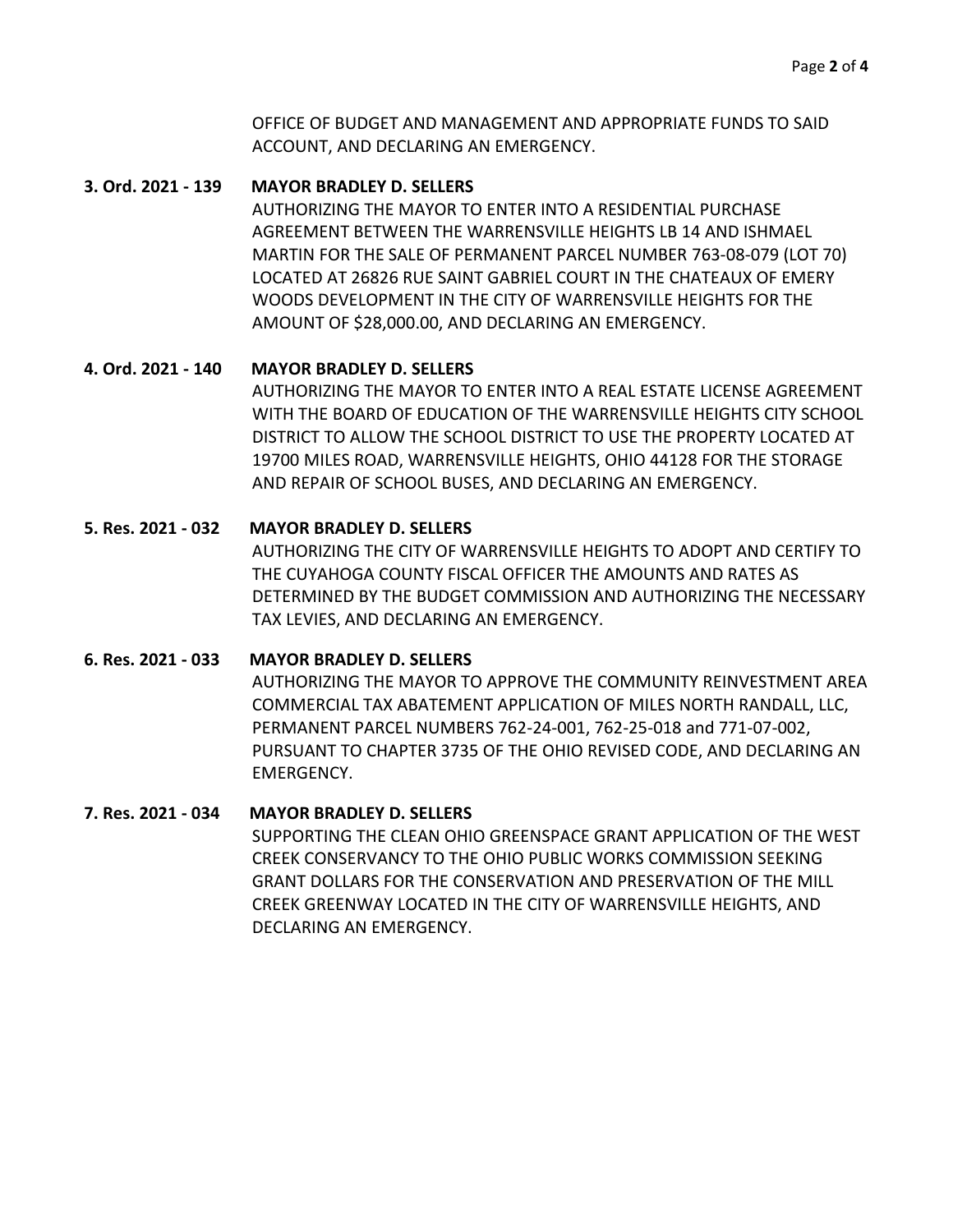OFFICE OF BUDGET AND MANAGEMENT AND APPROPRIATE FUNDS TO SAID ACCOUNT, AND DECLARING AN EMERGENCY.

**3. Ord. 2021 - 139 MAYOR BRADLEY D. SELLERS**

AUTHORIZING THE MAYOR TO ENTER INTO A RESIDENTIAL PURCHASE AGREEMENT BETWEEN THE WARRENSVILLE HEIGHTS LB 14 AND ISHMAEL MARTIN FOR THE SALE OF PERMANENT PARCEL NUMBER 763-08-079 (LOT 70) LOCATED AT 26826 RUE SAINT GABRIEL COURT IN THE CHATEAUX OF EMERY WOODS DEVELOPMENT IN THE CITY OF WARRENSVILLE HEIGHTS FOR THE AMOUNT OF $28,000.00, AND DECLARING AN EMERGENCY.

**4. Ord. 2021 - 140 MAYOR BRADLEY D. SELLERS**

AUTHORIZING THE MAYOR TO ENTER INTO A REAL ESTATE LICENSE AGREEMENT WITH THE BOARD OF EDUCATION OF THE WARRENSVILLE HEIGHTS CITY SCHOOL DISTRICT TO ALLOW THE SCHOOL DISTRICT TO USE THE PROPERTY LOCATED AT 19700 MILES ROAD, WARRENSVILLE HEIGHTS, OHIO 44128 FOR THE STORAGE AND REPAIR OF SCHOOL BUSES, AND DECLARING AN EMERGENCY.

**5. Res. 2021 - 032 MAYOR BRADLEY D. SELLERS**

AUTHORIZING THE CITY OF WARRENSVILLE HEIGHTS TO ADOPT AND CERTIFY TO THE CUYAHOGA COUNTY FISCAL OFFICER THE AMOUNTS AND RATES AS DETERMINED BY THE BUDGET COMMISSION AND AUTHORIZING THE NECESSARY TAX LEVIES, AND DECLARING AN EMERGENCY.

**6. Res. 2021 - 033 MAYOR BRADLEY D. SELLERS**

AUTHORIZING THE MAYOR TO APPROVE THE COMMUNITY REINVESTMENT AREA COMMERCIAL TAX ABATEMENT APPLICATION OF MILES NORTH RANDALL, LLC, PERMANENT PARCEL NUMBERS 762-24-001, 762-25-018 and 771-07-002, PURSUANT TO CHAPTER 3735 OF THE OHIO REVISED CODE, AND DECLARING AN EMERGENCY.

**7. Res. 2021 - 034 MAYOR BRADLEY D. SELLERS**

SUPPORTING THE CLEAN OHIO GREENSPACE GRANT APPLICATION OF THE WEST CREEK CONSERVANCY TO THE OHIO PUBLIC WORKS COMMISSION SEEKING GRANT DOLLARS FOR THE CONSERVATION AND PRESERVATION OF THE MILL CREEK GREENWAY LOCATED IN THE CITY OF WARRENSVILLE HEIGHTS, AND DECLARING AN EMERGENCY.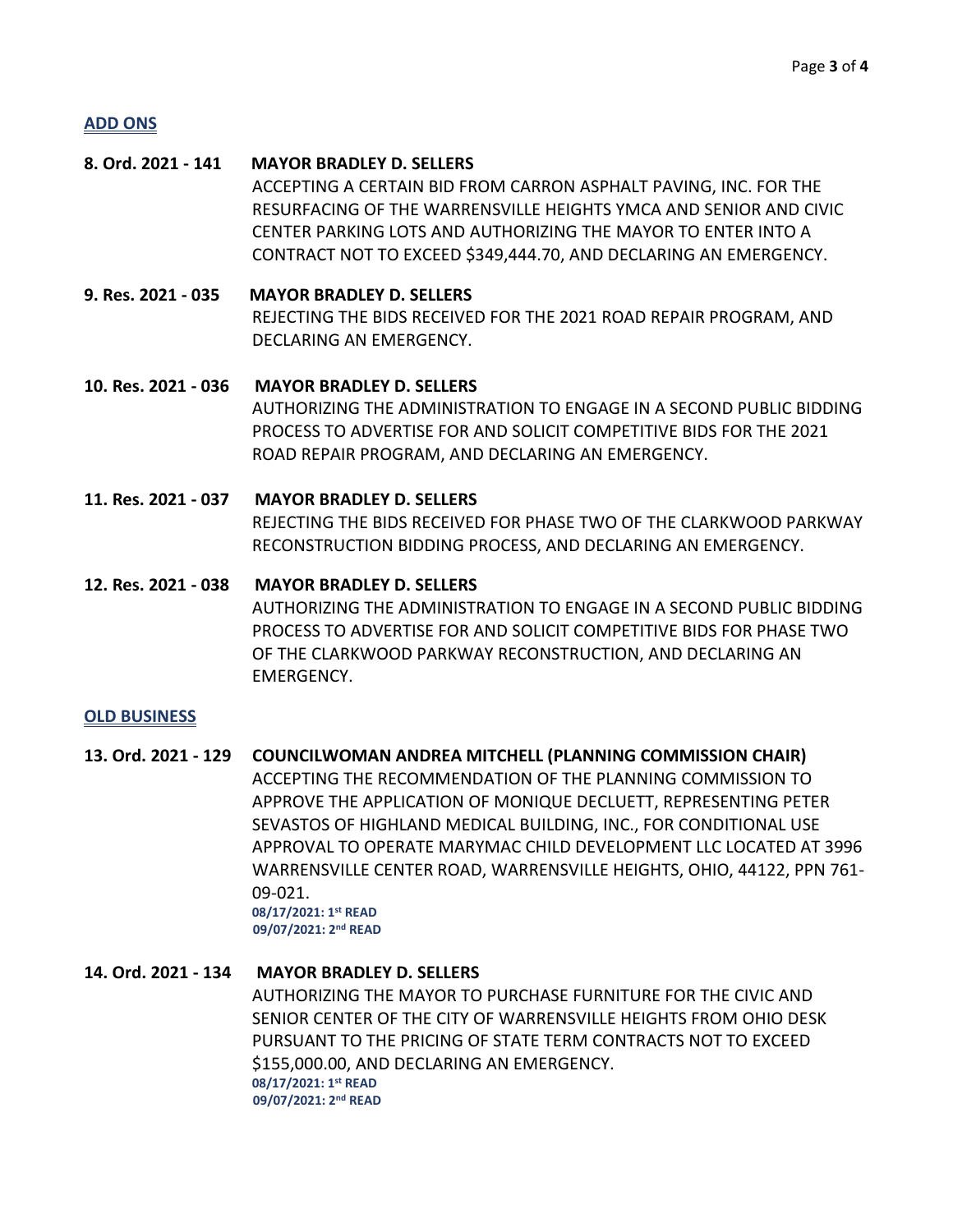## ADD ONS

**8. Ord. 2021 - 141** **MAYOR BRADLEY D. SELLERS**
ACCEPTING A CERTAIN BID FROM CARRON ASPHALT PAVING, INC. FOR THE RESURFACING OF THE WARRENSVILLE HEIGHTS YMCA AND SENIOR AND CIVIC CENTER PARKING LOTS AND AUTHORIZING THE MAYOR TO ENTER INTO A CONTRACT NOT TO EXCEED $349,444.70, AND DECLARING AN EMERGENCY.

**9. Res. 2021 - 035** **MAYOR BRADLEY D. SELLERS**
REJECTING THE BIDS RECEIVED FOR THE 2021 ROAD REPAIR PROGRAM, AND DECLARING AN EMERGENCY.

**10. Res. 2021 - 036** **MAYOR BRADLEY D. SELLERS**
AUTHORIZING THE ADMINISTRATION TO ENGAGE IN A SECOND PUBLIC BIDDING PROCESS TO ADVERTISE FOR AND SOLICIT COMPETITIVE BIDS FOR THE 2021 ROAD REPAIR PROGRAM, AND DECLARING AN EMERGENCY.

**11. Res. 2021 - 037** **MAYOR BRADLEY D. SELLERS**
REJECTING THE BIDS RECEIVED FOR PHASE TWO OF THE CLARKWOOD PARKWAY RECONSTRUCTION BIDDING PROCESS, AND DECLARING AN EMERGENCY.

**12. Res. 2021 - 038** **MAYOR BRADLEY D. SELLERS**
AUTHORIZING THE ADMINISTRATION TO ENGAGE IN A SECOND PUBLIC BIDDING PROCESS TO ADVERTISE FOR AND SOLICIT COMPETITIVE BIDS FOR PHASE TWO OF THE CLARKWOOD PARKWAY RECONSTRUCTION, AND DECLARING AN EMERGENCY.

## OLD BUSINESS

**13. Ord. 2021 - 129** **COUNCILWOMAN ANDREA MITCHELL (PLANNING COMMISSION CHAIR)**
ACCEPTING THE RECOMMENDATION OF THE PLANNING COMMISSION TO APPROVE THE APPLICATION OF MONIQUE DECLUETT, REPRESENTING PETER SEVASTOS OF HIGHLAND MEDICAL BUILDING, INC., FOR CONDITIONAL USE APPROVAL TO OPERATE MARYMAC CHILD DEVELOPMENT LLC LOCATED AT 3996 WARRENSVILLE CENTER ROAD, WARRENSVILLE HEIGHTS, OHIO, 44122, PPN 761-09-021.
**08/17/2021: 1st READ**
**09/07/2021: 2nd READ**

**14. Ord. 2021 - 134** **MAYOR BRADLEY D. SELLERS**
AUTHORIZING THE MAYOR TO PURCHASE FURNITURE FOR THE CIVIC AND SENIOR CENTER OF THE CITY OF WARRENSVILLE HEIGHTS FROM OHIO DESK PURSUANT TO THE PRICING OF STATE TERM CONTRACTS NOT TO EXCEED $155,000.00, AND DECLARING AN EMERGENCY.
**08/17/2021: 1st READ**
**09/07/2021: 2nd READ**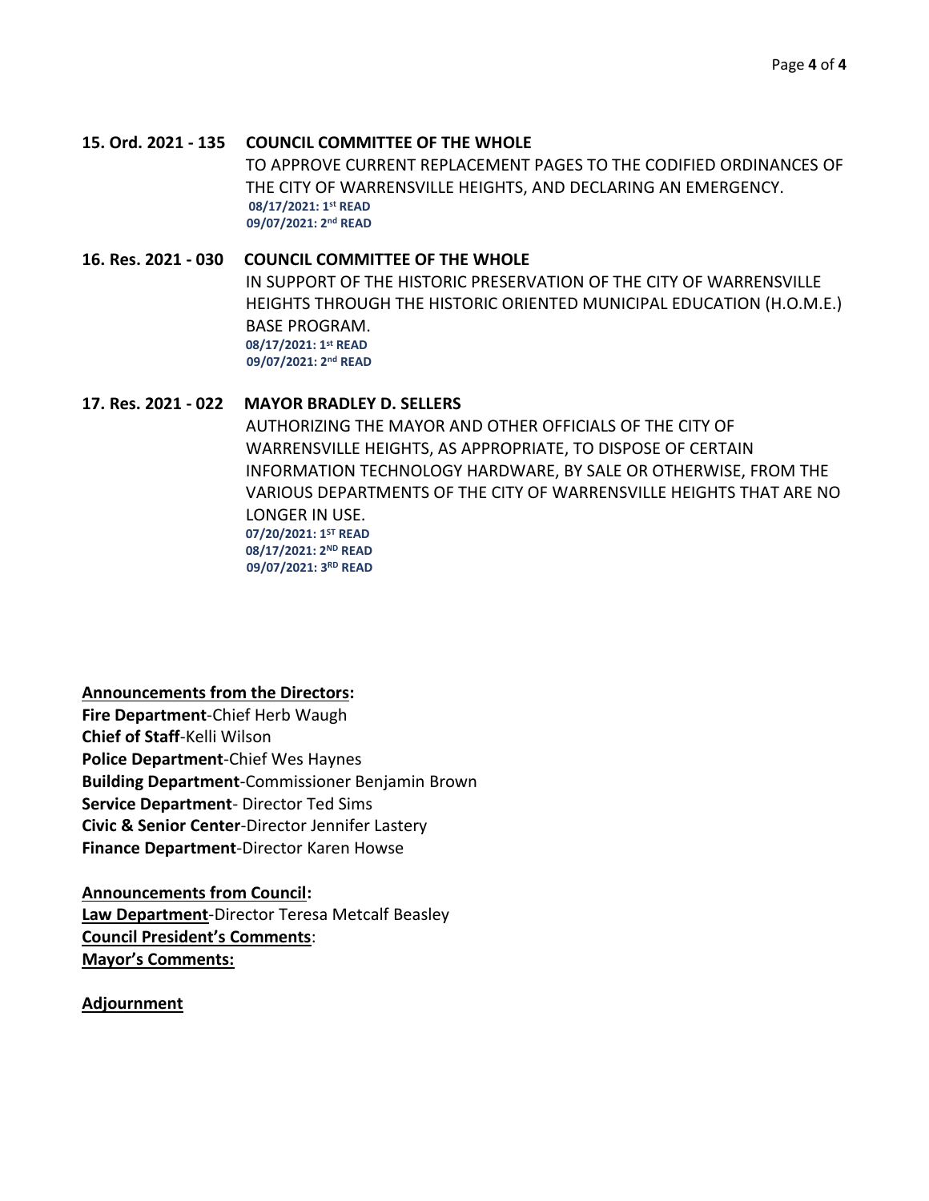**15. Ord. 2021 - 135 COUNCIL COMMITTEE OF THE WHOLE**

TO APPROVE CURRENT REPLACEMENT PAGES TO THE CODIFIED ORDINANCES OF THE CITY OF WARRENSVILLE HEIGHTS, AND DECLARING AN EMERGENCY.

**08/17/2021: 1st READ**
**09/07/2021: 2nd READ**

**16. Res. 2021 - 030 COUNCIL COMMITTEE OF THE WHOLE**

IN SUPPORT OF THE HISTORIC PRESERVATION OF THE CITY OF WARRENSVILLE HEIGHTS THROUGH THE HISTORIC ORIENTED MUNICIPAL EDUCATION (H.O.M.E.) BASE PROGRAM.

**08/17/2021: 1st READ**
**09/07/2021: 2nd READ**

**17. Res. 2021 - 022 MAYOR BRADLEY D. SELLERS**

AUTHORIZING THE MAYOR AND OTHER OFFICIALS OF THE CITY OF WARRENSVILLE HEIGHTS, AS APPROPRIATE, TO DISPOSE OF CERTAIN INFORMATION TECHNOLOGY HARDWARE, BY SALE OR OTHERWISE, FROM THE VARIOUS DEPARTMENTS OF THE CITY OF WARRENSVILLE HEIGHTS THAT ARE NO LONGER IN USE.

**07/20/2021: 1ST READ**
**08/17/2021: 2ND READ**
**09/07/2021: 3RD READ**

**Announcements from the Directors:**

**Fire Department**-Chief Herb Waugh
**Chief of Staff**-Kelli Wilson
**Police Department**-Chief Wes Haynes
**Building Department**-Commissioner Benjamin Brown
**Service Department**- Director Ted Sims
**Civic & Senior Center**-Director Jennifer Lastery
**Finance Department**-Director Karen Howse

**Announcements from Council:**

**Law Department**-Director Teresa Metcalf Beasley
**Council President's Comments**:
**Mayor's Comments:**

**Adjournment**